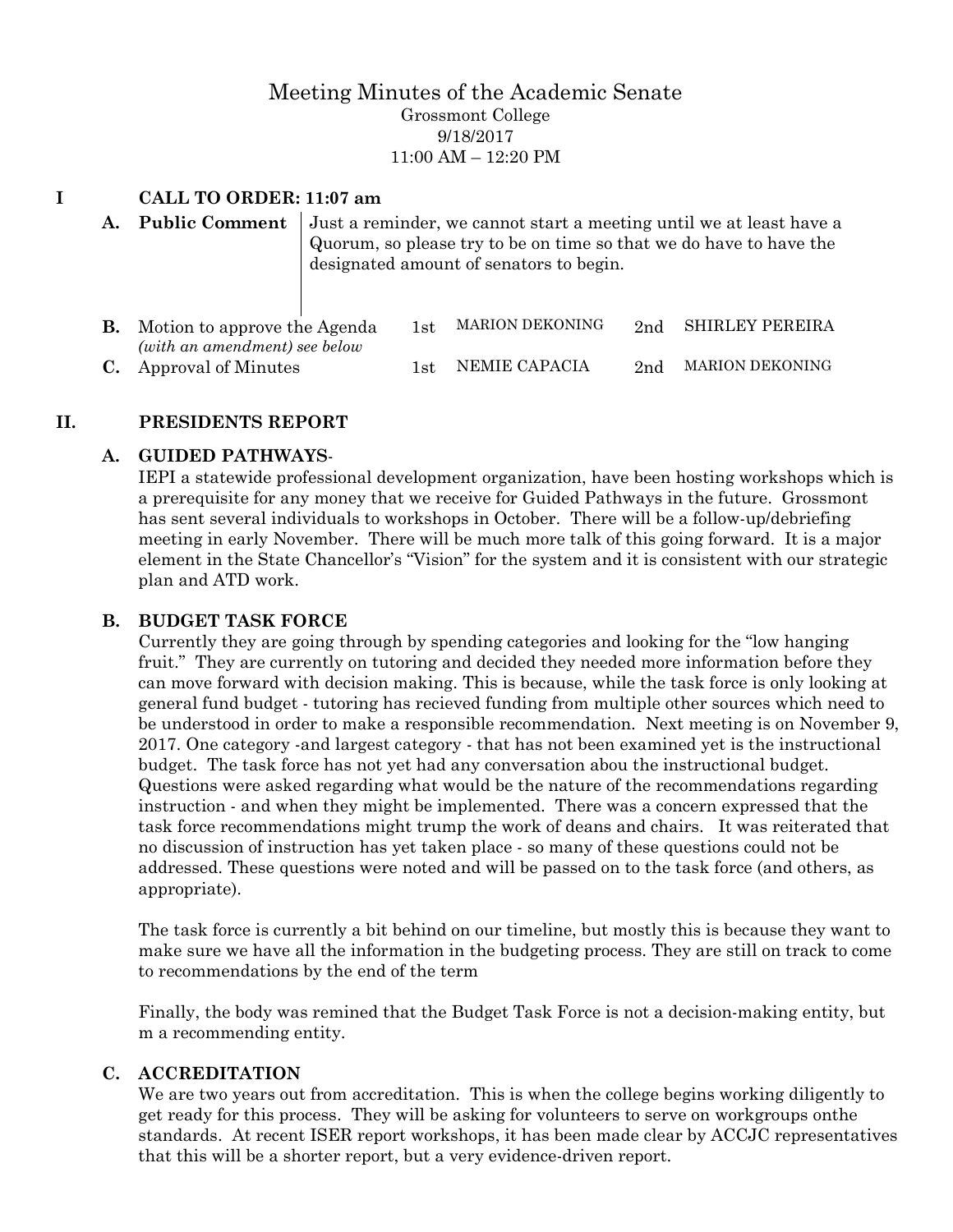# Meeting Minutes of the Academic Senate

Grossmont College
9/18/2017
11:00 AM – 12:20 PM

## I CALL TO ORDER: 11:07 am

**A. Public Comment** Just a reminder, we cannot start a meeting until we at least have a Quorum, so please try to be on time so that we do have to have the designated amount of senators to begin.

| | | | | | |
|---|---|---|---|---|---|
| **B.** Motion to approve the Agenda *(with an amendment) see below* | 1st | MARION DEKONING | 2nd | SHIRLEY PEREIRA |
| **C.** Approval of Minutes | 1st | NEMIE CAPACIA | 2nd | MARION DEKONING |

## II. PRESIDENTS REPORT

### A. GUIDED PATHWAYS-

IEPI a statewide professional development organization, have been hosting workshops which is a prerequisite for any money that we receive for Guided Pathways in the future. Grossmont has sent several individuals to workshops in October. There will be a follow-up/debriefing meeting in early November. There will be much more talk of this going forward. It is a major element in the State Chancellor's "Vision" for the system and it is consistent with our strategic plan and ATD work.

### B. BUDGET TASK FORCE

Currently they are going through by spending categories and looking for the "low hanging fruit." They are currently on tutoring and decided they needed more information before they can move forward with decision making. This is because, while the task force is only looking at general fund budget - tutoring has recieved funding from multiple other sources which need to be understood in order to make a responsible recommendation. Next meeting is on November 9, 2017. One category -and largest category - that has not been examined yet is the instructional budget. The task force has not yet had any conversation abou the instructional budget. Questions were asked regarding what would be the nature of the recommendations regarding instruction - and when they might be implemented. There was a concern expressed that the task force recommendations might trump the work of deans and chairs. It was reiterated that no discussion of instruction has yet taken place - so many of these questions could not be addressed. These questions were noted and will be passed on to the task force (and others, as appropriate).

The task force is currently a bit behind on our timeline, but mostly this is because they want to make sure we have all the information in the budgeting process. They are still on track to come to recommendations by the end of the term

Finally, the body was remined that the Budget Task Force is not a decision-making entity, but m a recommending entity.

### C. ACCREDITATION

We are two years out from accreditation. This is when the college begins working diligently to get ready for this process. They will be asking for volunteers to serve on workgroups onthe standards. At recent ISER report workshops, it has been made clear by ACCJC representatives that this will be a shorter report, but a very evidence-driven report.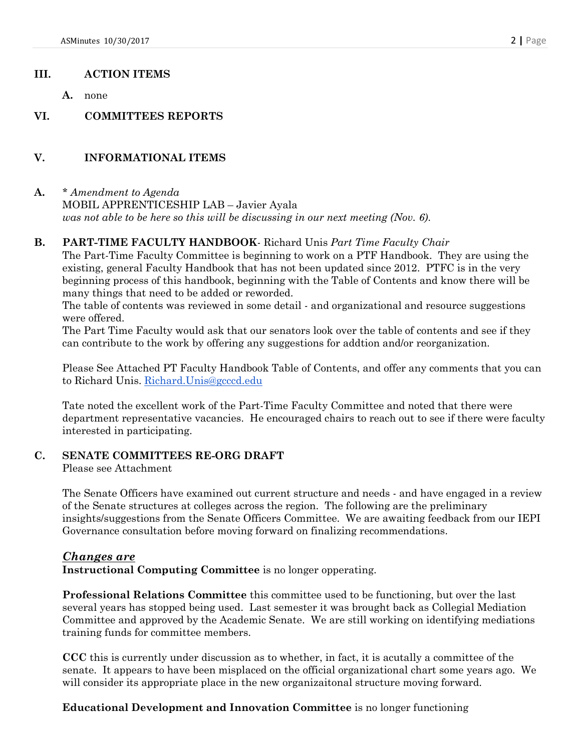## III. ACTION ITEMS

**A.** none

## VI. COMMITTEES REPORTS

## V. INFORMATIONAL ITEMS

**A.** * *Amendment to Agenda*
MOBIL APPRENTICESHIP LAB – Javier Ayala
*was not able to be here so this will be discussing in our next meeting (Nov. 6).*

**B. PART-TIME FACULTY HANDBOOK**- Richard Unis *Part Time Faculty Chair*
The Part-Time Faculty Committee is beginning to work on a PTF Handbook. They are using the existing, general Faculty Handbook that has not been updated since 2012. PTFC is in the very beginning process of this handbook, beginning with the Table of Contents and know there will be many things that need to be added or reworded.
The table of contents was reviewed in some detail - and organizational and resource suggestions were offered.
The Part Time Faculty would ask that our senators look over the table of contents and see if they can contribute to the work by offering any suggestions for addtion and/or reorganization.

Please See Attached PT Faculty Handbook Table of Contents, and offer any comments that you can to Richard Unis. Richard.Unis@gcccd.edu

Tate noted the excellent work of the Part-Time Faculty Committee and noted that there were department representative vacancies. He encouraged chairs to reach out to see if there were faculty interested in participating.

**C. SENATE COMMITTEES RE-ORG DRAFT**
Please see Attachment

The Senate Officers have examined out current structure and needs - and have engaged in a review of the Senate structures at colleges across the region. The following are the preliminary insights/suggestions from the Senate Officers Committee. We are awaiting feedback from our IEPI Governance consultation before moving forward on finalizing recommendations.

***Changes are***

**Instructional Computing Committee** is no longer opperating.

**Professional Relations Committee** this committee used to be functioning, but over the last several years has stopped being used. Last semester it was brought back as Collegial Mediation Committee and approved by the Academic Senate. We are still working on identifying mediations training funds for committee members.

**CCC** this is currently under discussion as to whether, in fact, it is acutally a committee of the senate. It appears to have been misplaced on the official organizational chart some years ago. We will consider its appropriate place in the new organizaitonal structure moving forward.

**Educational Development and Innovation Committee** is no longer functioning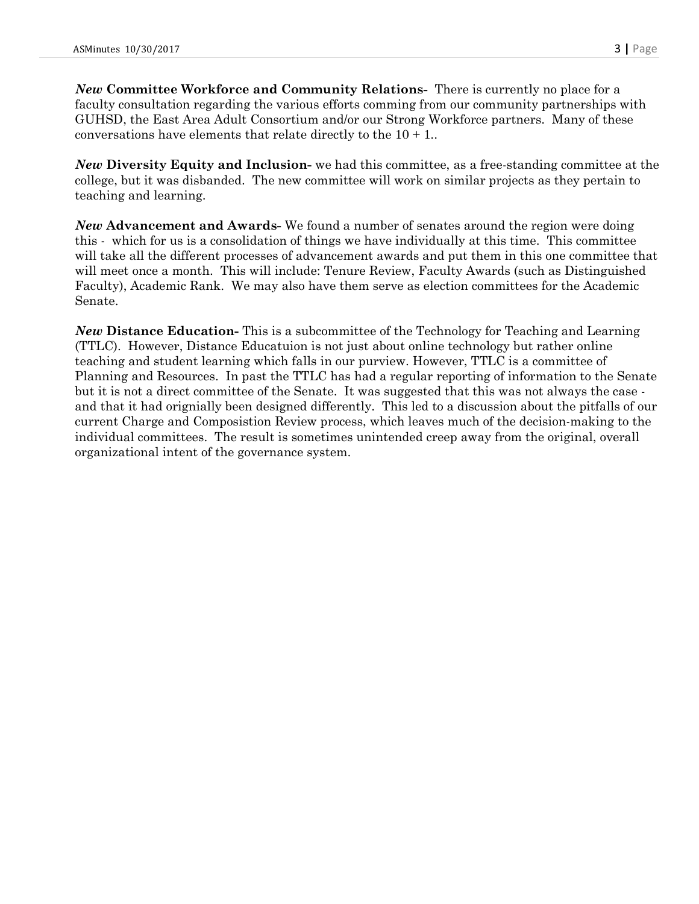***New* Committee Workforce and Community Relations-** There is currently no place for a faculty consultation regarding the various efforts comming from our community partnerships with GUHSD, the East Area Adult Consortium and/or our Strong Workforce partners. Many of these conversations have elements that relate directly to the 10 + 1..

***New* Diversity Equity and Inclusion-** we had this committee, as a free-standing committee at the college, but it was disbanded. The new committee will work on similar projects as they pertain to teaching and learning.

***New* Advancement and Awards-** We found a number of senates around the region were doing this - which for us is a consolidation of things we have individually at this time. This committee will take all the different processes of advancement awards and put them in this one committee that will meet once a month. This will include: Tenure Review, Faculty Awards (such as Distinguished Faculty), Academic Rank. We may also have them serve as election committees for the Academic Senate.

***New* Distance Education-** This is a subcommittee of the Technology for Teaching and Learning (TTLC). However, Distance Educatuion is not just about online technology but rather online teaching and student learning which falls in our purview. However, TTLC is a committee of Planning and Resources. In past the TTLC has had a regular reporting of information to the Senate but it is not a direct committee of the Senate. It was suggested that this was not always the case - and that it had orignially been designed differently. This led to a discussion about the pitfalls of our current Charge and Composistion Review process, which leaves much of the decision-making to the individual committees. The result is sometimes unintended creep away from the original, overall organizational intent of the governance system.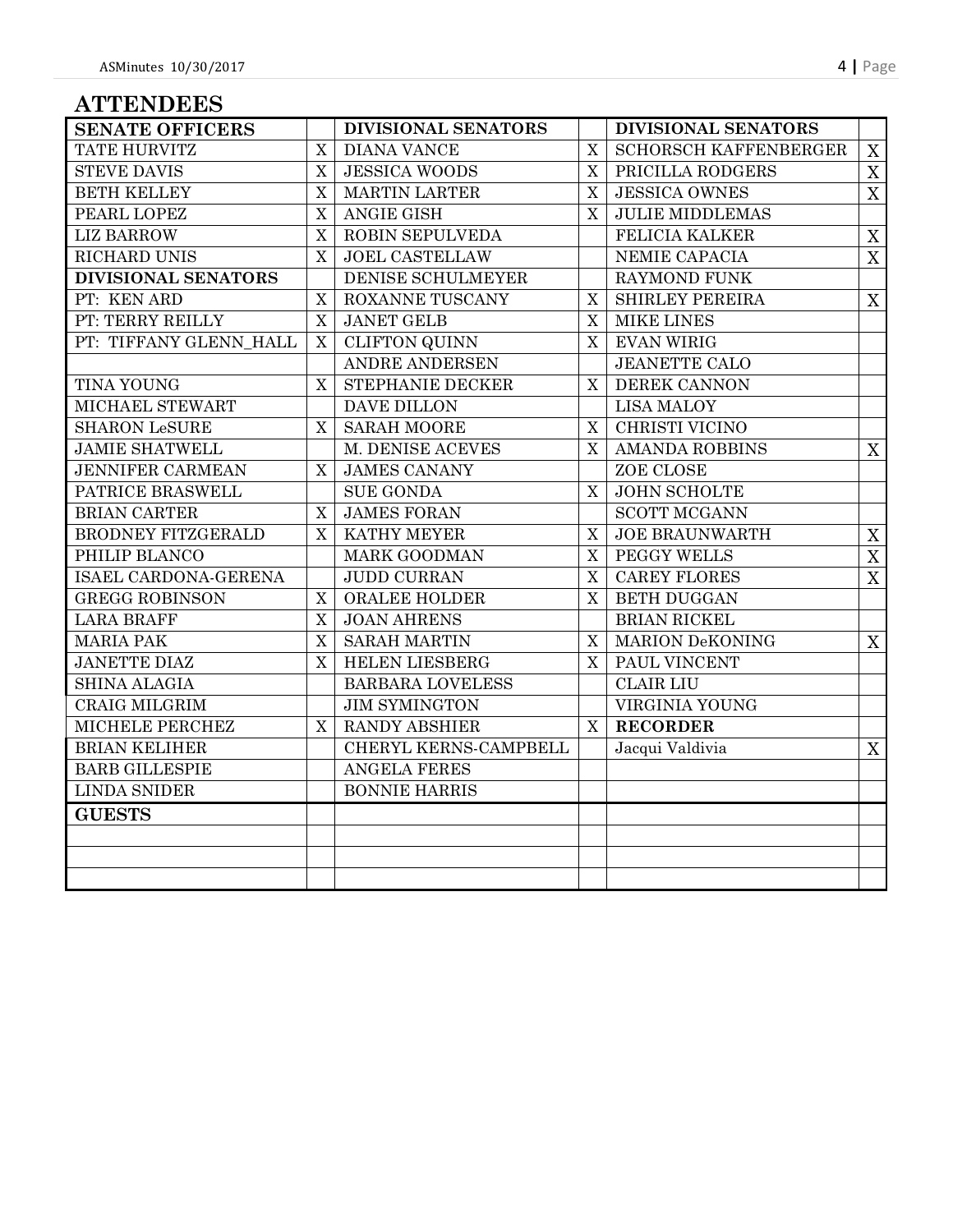## ATTENDEES

| SENATE OFFICERS | | DIVISIONAL SENATORS | | DIVISIONAL SENATORS | |
|---|---|---|---|---|---|
| TATE HURVITZ | X | DIANA VANCE | X | SCHORSCH KAFFENBERGER | X |
| STEVE DAVIS | X | JESSICA WOODS | X | PRICILLA RODGERS | X |
| BETH KELLEY | X | MARTIN LARTER | X | JESSICA OWNES | X |
| PEARL LOPEZ | X | ANGIE GISH | X | JULIE MIDDLEMAS | |
| LIZ BARROW | X | ROBIN SEPULVEDA | | FELICIA KALKER | X |
| RICHARD UNIS | X | JOEL CASTELLAW | | NEMIE CAPACIA | X |
| **DIVISIONAL SENATORS** | | DENISE SCHULMEYER | | RAYMOND FUNK | |
| PT: KEN ARD | X | ROXANNE TUSCANY | X | SHIRLEY PEREIRA | X |
| PT: TERRY REILLY | X | JANET GELB | X | MIKE LINES | |
| PT: TIFFANY GLENN_HALL | X | CLIFTON QUINN | X | EVAN WIRIG | |
| | | ANDRE ANDERSEN | | JEANETTE CALO | |
| TINA YOUNG | X | STEPHANIE DECKER | X | DEREK CANNON | |
| MICHAEL STEWART | | DAVE DILLON | | LISA MALOY | |
| SHARON LeSURE | X | SARAH MOORE | X | CHRISTI VICINO | |
| JAMIE SHATWELL | | M. DENISE ACEVES | X | AMANDA ROBBINS | X |
| JENNIFER CARMEAN | X | JAMES CANANY | | ZOE CLOSE | |
| PATRICE BRASWELL | | SUE GONDA | X | JOHN SCHOLTE | |
| BRIAN CARTER | X | JAMES FORAN | | SCOTT MCGANN | |
| BRODNEY FITZGERALD | X | KATHY MEYER | X | JOE BRAUNWARTH | X |
| PHILIP BLANCO | | MARK GOODMAN | X | PEGGY WELLS | X |
| ISAEL CARDONA-GERENA | | JUDD CURRAN | X | CAREY FLORES | X |
| GREGG ROBINSON | X | ORALEE HOLDER | X | BETH DUGGAN | |
| LARA BRAFF | X | JOAN AHRENS | | BRIAN RICKEL | |
| MARIA PAK | X | SARAH MARTIN | X | MARION DeKONING | X |
| JANETTE DIAZ | X | HELEN LIESBERG | X | PAUL VINCENT | |
| SHINA ALAGIA | | BARBARA LOVELESS | | CLAIR LIU | |
| CRAIG MILGRIM | | JIM SYMINGTON | | VIRGINIA YOUNG | |
| MICHELE PERCHEZ | X | RANDY ABSHIER | X | **RECORDER** | |
| BRIAN KELIHER | | CHERYL KERNS-CAMPBELL | | Jacqui Valdivia | X |
| BARB GILLESPIE | | ANGELA FERES | | | |
| LINDA SNIDER | | BONNIE HARRIS | | | |
| **GUESTS** | | | | | |
| | | | | | |
| | | | | | |
| | | | | | |